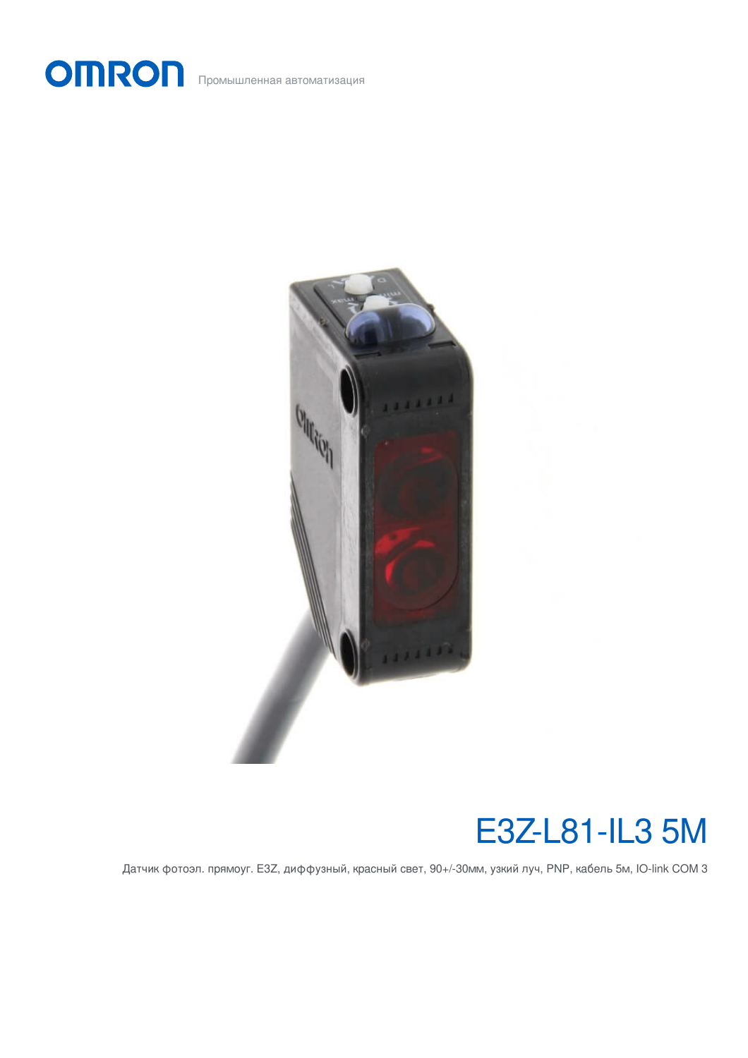OMRON Промышленная автоматизация

# E3Z-L81-IL3 5M

Датчик фотоэл. прямоуг. E3Z, диффузный, красный свет, 90+/-30мм, узкий луч, PNP, кабель 5м, IO-link COM 3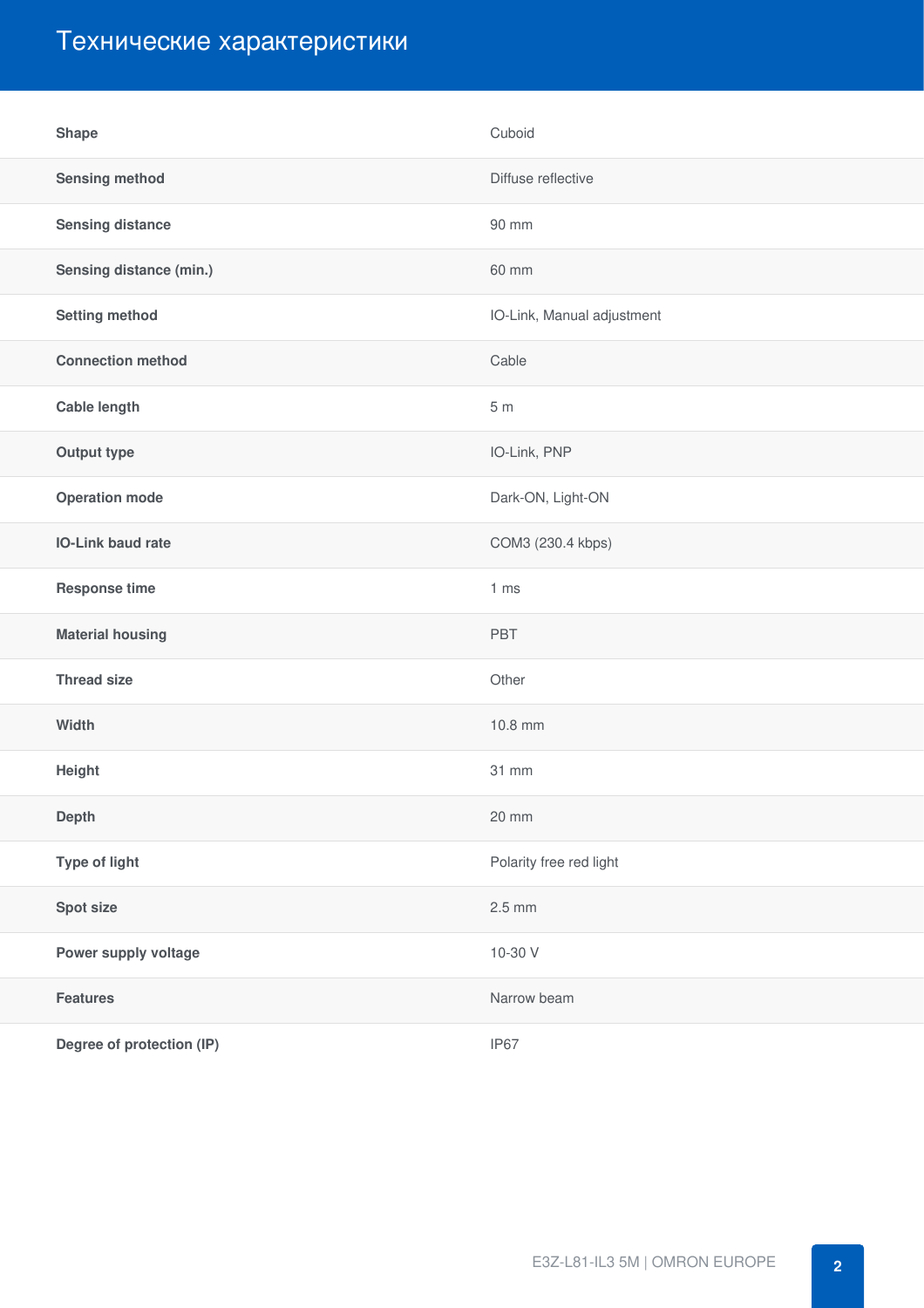# Технические характеристики

| | |
|---|---|
| **Shape** | Cuboid |
| **Sensing method** | Diffuse reflective |
| **Sensing distance** | 90 mm |
| **Sensing distance (min.)** | 60 mm |
| **Setting method** | IO-Link, Manual adjustment |
| **Connection method** | Cable |
| **Cable length** | 5 m |
| **Output type** | IO-Link, PNP |
| **Operation mode** | Dark-ON, Light-ON |
| **IO-Link baud rate** | COM3 (230.4 kbps) |
| **Response time** | 1 ms |
| **Material housing** | PBT |
| **Thread size** | Other |
| **Width** | 10.8 mm |
| **Height** | 31 mm |
| **Depth** | 20 mm |
| **Type of light** | Polarity free red light |
| **Spot size** | 2.5 mm |
| **Power supply voltage** | 10-30 V |
| **Features** | Narrow beam |
| **Degree of protection (IP)** | IP67 |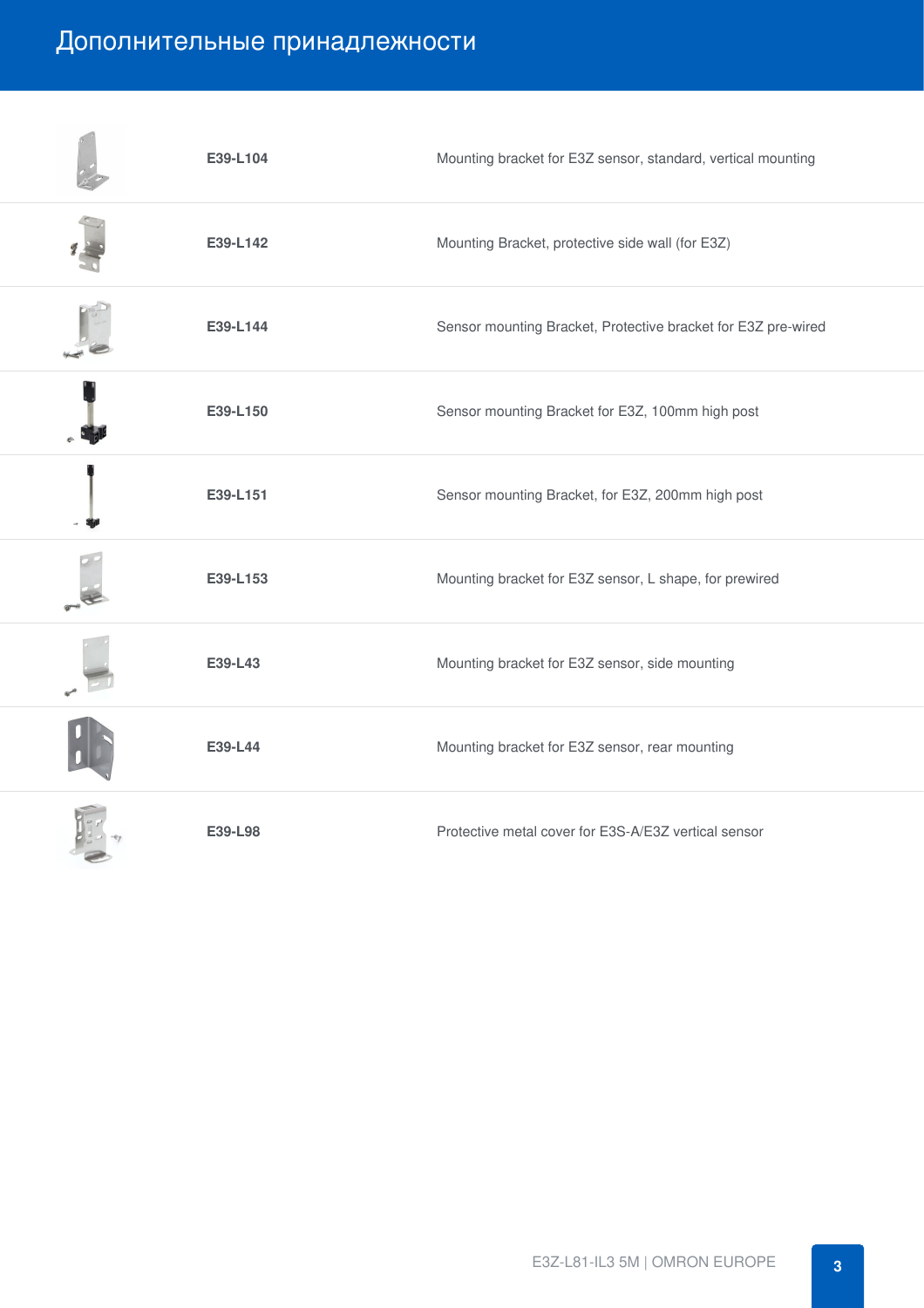# Дополнительные принадлежности

| | | |
|---|---|---|
| | **E39-L104** | Mounting bracket for E3Z sensor, standard, vertical mounting |
| | **E39-L142** | Mounting Bracket, protective side wall (for E3Z) |
| | **E39-L144** | Sensor mounting Bracket, Protective bracket for E3Z pre-wired |
| | **E39-L150** | Sensor mounting Bracket for E3Z, 100mm high post |
| | **E39-L151** | Sensor mounting Bracket, for E3Z, 200mm high post |
| | **E39-L153** | Mounting bracket for E3Z sensor, L shape, for prewired |
| | **E39-L43** | Mounting bracket for E3Z sensor, side mounting |
| | **E39-L44** | Mounting bracket for E3Z sensor, rear mounting |
| | **E39-L98** | Protective metal cover for E3S-A/E3Z vertical sensor |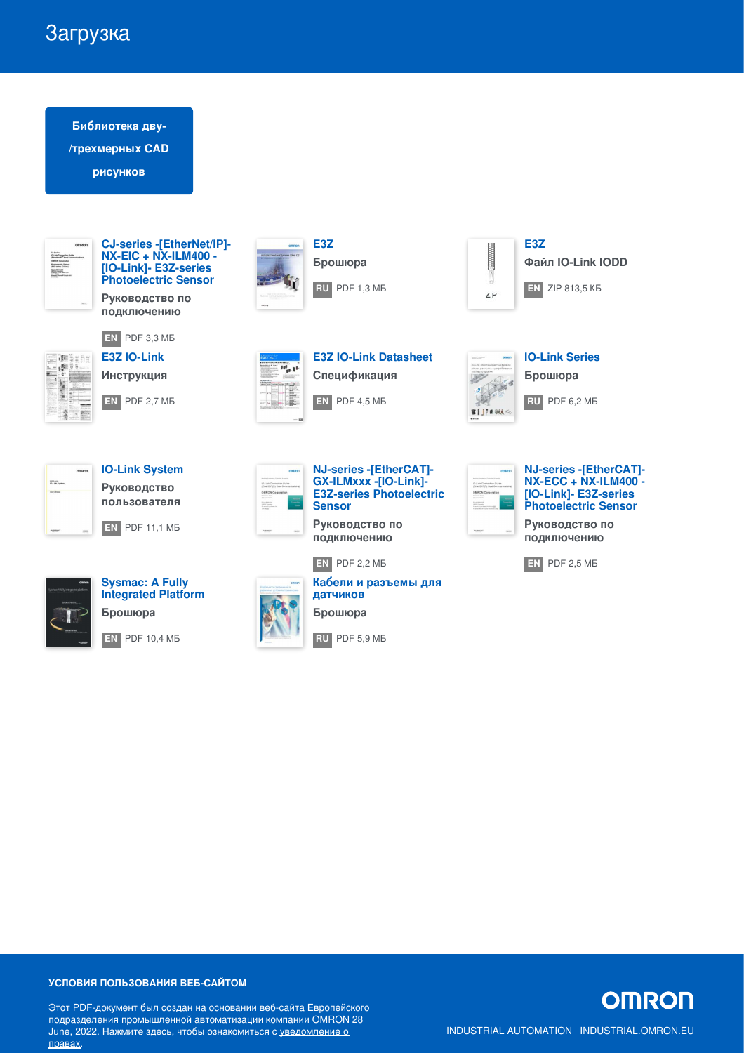# Загрузка

**Библиотека дву-/трехмерных CAD рисунков**

**CJ-series -[EtherNet/IP]- NX-EIC + NX-ILM400 -[IO-Link]- E3Z-series Photoelectric Sensor**
Руководство по подключению
EN PDF 3,3 МБ

**E3Z**
Брошюра
RU PDF 1,3 МБ

**E3Z**
Файл IO-Link IODD
EN ZIP 813,5 КБ

**E3Z IO-Link**
Инструкция
EN PDF 2,7 МБ

**E3Z IO-Link Datasheet**
Спецификация
EN PDF 4,5 МБ

**IO-Link Series**
Брошюра
RU PDF 6,2 МБ

**IO-Link System**
Руководство пользователя
EN PDF 11,1 МБ

**NJ-series -[EtherCAT]- GX-ILMxxx -[IO-Link]- E3Z-series Photoelectric Sensor**
Руководство по подключению
EN PDF 2,2 МБ

**NJ-series -[EtherCAT]- NX-ECC + NX-ILM400 -[IO-Link]- E3Z-series Photoelectric Sensor**
Руководство по подключению
EN PDF 2,5 МБ

**Sysmac: A Fully Integrated Platform**
Брошюра
EN PDF 10,4 МБ

**Кабели и разъемы для датчиков**
Брошюра
RU PDF 5,9 МБ

**УСЛОВИЯ ПОЛЬЗОВАНИЯ ВЕБ-САЙТОМ**

Этот PDF-документ был создан на основании веб-сайта Европейского подразделения промышленной автоматизации компании OMRON 28 June, 2022. Нажмите здесь, чтобы ознакомиться с уведомление о правах.

OMRON

INDUSTRIAL AUTOMATION | INDUSTRIAL.OMRON.EU